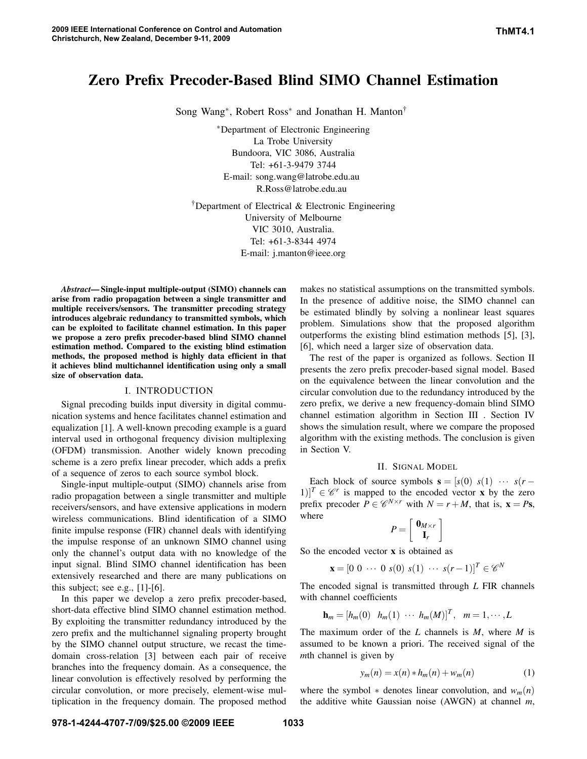# Zero Prefix Precoder-Based Blind SIMO Channel Estimation

Song Wang*, Robert Ross* and Jonathan H. Manton†

*Department of Electronic Engineering
La Trobe University
Bundoora, VIC 3086, Australia
Tel: +61-3-9479 3744
E-mail: song.wang@latrobe.edu.au
R.Ross@latrobe.edu.au

†Department of Electrical & Electronic Engineering
University of Melbourne
VIC 3010, Australia.
Tel: +61-3-8344 4974
E-mail: j.manton@ieee.org

***Abstract*— Single-input multiple-output (SIMO) channels can arise from radio propagation between a single transmitter and multiple receivers/sensors. The transmitter precoding strategy introduces algebraic redundancy to transmitted symbols, which can be exploited to facilitate channel estimation. In this paper we propose a zero prefix precoder-based blind SIMO channel estimation method. Compared to the existing blind estimation methods, the proposed method is highly data efficient in that it achieves blind multichannel identification using only a small size of observation data.**

## I. INTRODUCTION

Signal precoding builds input diversity in digital communication systems and hence facilitates channel estimation and equalization [1]. A well-known precoding example is a guard interval used in orthogonal frequency division multiplexing (OFDM) transmission. Another widely known precoding scheme is a zero prefix linear precoder, which adds a prefix of a sequence of zeros to each source symbol block.

Single-input multiple-output (SIMO) channels arise from radio propagation between a single transmitter and multiple receivers/sensors, and have extensive applications in modern wireless communications. Blind identification of a SIMO finite impulse response (FIR) channel deals with identifying the impulse response of an unknown SIMO channel using only the channel's output data with no knowledge of the input signal. Blind SIMO channel identification has been extensively researched and there are many publications on this subject; see e.g., [1]-[6].

In this paper we develop a zero prefix precoder-based, short-data effective blind SIMO channel estimation method. By exploiting the transmitter redundancy introduced by the zero prefix and the multichannel signaling property brought by the SIMO channel output structure, we recast the time-domain cross-relation [3] between each pair of receive branches into the frequency domain. As a consequence, the linear convolution is effectively resolved by performing the circular convolution, or more precisely, element-wise multiplication in the frequency domain. The proposed method makes no statistical assumptions on the transmitted symbols. In the presence of additive noise, the SIMO channel can be estimated blindly by solving a nonlinear least squares problem. Simulations show that the proposed algorithm outperforms the existing blind estimation methods [5], [3], [6], which need a larger size of observation data.

The rest of the paper is organized as follows. Section II presents the zero prefix precoder-based signal model. Based on the equivalence between the linear convolution and the circular convolution due to the redundancy introduced by the zero prefix, we derive a new frequency-domain blind SIMO channel estimation algorithm in Section III . Section IV shows the simulation result, where we compare the proposed algorithm with the existing methods. The conclusion is given in Section V.

## II. SIGNAL MODEL

Each block of source symbols $\mathbf{s} = [s(0)\ s(1)\ \cdots\ s(r-1)]^T \in \mathscr{C}^r$ is mapped to the encoded vector $\mathbf{x}$ by the zero prefix precoder $P \in \mathscr{C}^{N\times r}$ with $N = r + M$, that is, $\mathbf{x} = P\mathbf{s}$, where

$$P = \begin{bmatrix} \mathbf{0}_{M\times r} \\ \mathbf{I}_r \end{bmatrix}$$

So the encoded vector $\mathbf{x}$ is obtained as

$$\mathbf{x} = [0\ 0\ \cdots\ 0\ s(0)\ s(1)\ \cdots\ s(r-1)]^T \in \mathscr{C}^N$$

The encoded signal is transmitted through $L$ FIR channels with channel coefficients

$$\mathbf{h}_m = [h_m(0)\ \ h_m(1)\ \cdots\ h_m(M)]^T, \quad m = 1, \cdots, L$$

The maximum order of the $L$ channels is $M$, where $M$ is assumed to be known a priori. The received signal of the $m$th channel is given by

$$y_m(n) = x(n) * h_m(n) + w_m(n) \tag{1}$$

where the symbol $*$ denotes linear convolution, and $w_m(n)$ the additive white Gaussian noise (AWGN) at channel $m$,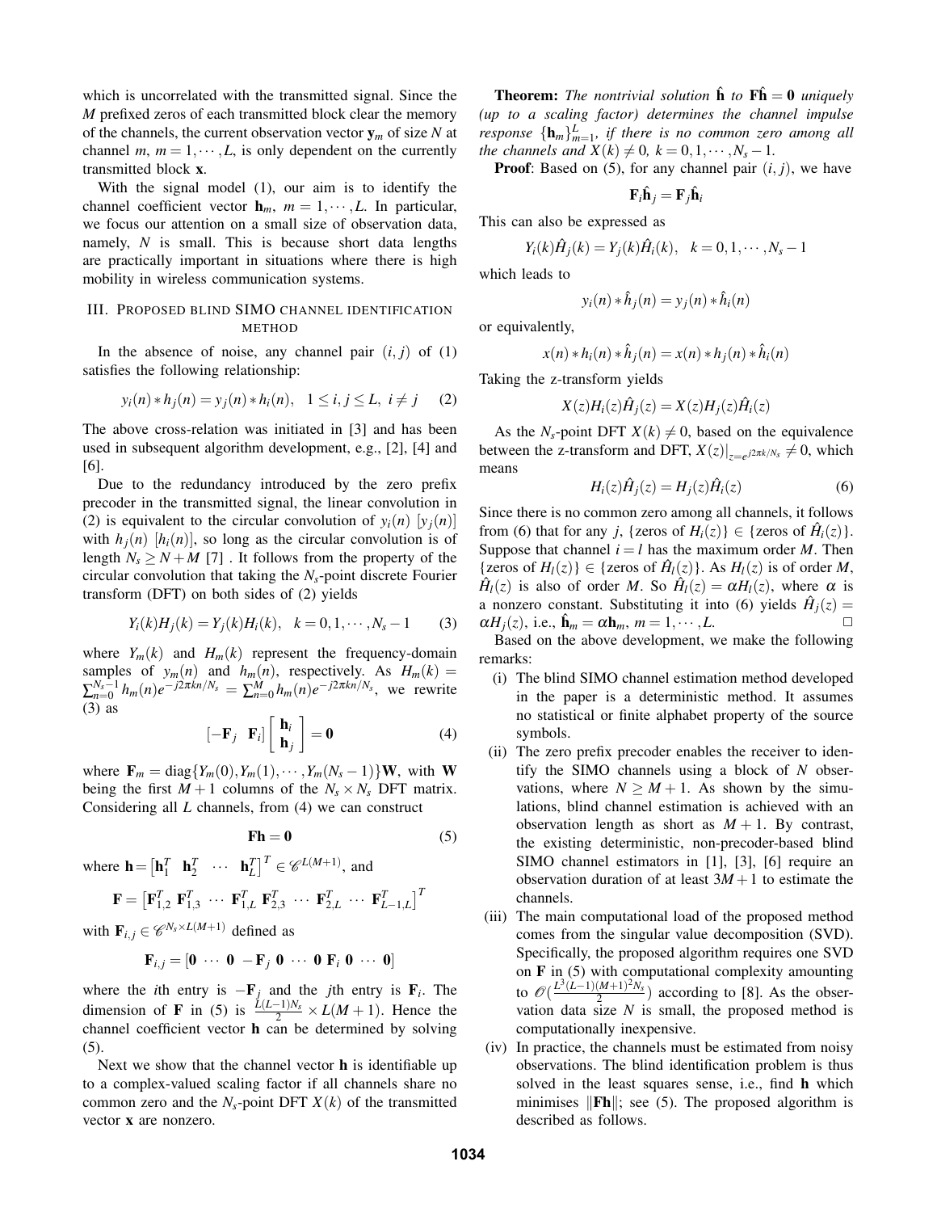which is uncorrelated with the transmitted signal. Since the $M$ prefixed zeros of each transmitted block clear the memory of the channels, the current observation vector $\mathbf{y}_m$ of size $N$ at channel $m$, $m = 1, \cdots, L$, is only dependent on the currently transmitted block $\mathbf{x}$.

With the signal model (1), our aim is to identify the channel coefficient vector $\mathbf{h}_m$, $m = 1, \cdots, L$. In particular, we focus our attention on a small size of observation data, namely, $N$ is small. This is because short data lengths are practically important in situations where there is high mobility in wireless communication systems.

## III. Proposed blind SIMO channel identification method

In the absence of noise, any channel pair $(i, j)$ of (1) satisfies the following relationship:

$$y_i(n) * h_j(n) = y_j(n) * h_i(n), \quad 1 \le i, j \le L, \ i \ne j \tag{2}$$

The above cross-relation was initiated in [3] and has been used in subsequent algorithm development, e.g., [2], [4] and [6].

Due to the redundancy introduced by the zero prefix precoder in the transmitted signal, the linear convolution in (2) is equivalent to the circular convolution of $y_i(n)$ $[y_j(n)]$ with $h_j(n)$ $[h_i(n)]$, so long as the circular convolution is of length $N_s \ge N + M$ [7] . It follows from the property of the circular convolution that taking the $N_s$-point discrete Fourier transform (DFT) on both sides of (2) yields

$$Y_i(k)H_j(k) = Y_j(k)H_i(k), \quad k = 0, 1, \cdots, N_s - 1 \tag{3}$$

where $Y_m(k)$ and $H_m(k)$ represent the frequency-domain samples of $y_m(n)$ and $h_m(n)$, respectively. As $H_m(k) = \sum_{n=0}^{N_s-1} h_m(n)e^{-j2\pi kn/N_s} = \sum_{n=0}^{M} h_m(n)e^{-j2\pi kn/N_s}$, we rewrite (3) as

$$[-\mathbf{F}_j \quad \mathbf{F}_i] \begin{bmatrix} \mathbf{h}_i \\ \mathbf{h}_j \end{bmatrix} = \mathbf{0} \tag{4}$$

where $\mathbf{F}_m = \text{diag}\{Y_m(0), Y_m(1), \cdots, Y_m(N_s - 1)\}\mathbf{W}$, with $\mathbf{W}$ being the first $M + 1$ columns of the $N_s \times N_s$ DFT matrix. Considering all $L$ channels, from (4) we can construct

$$\mathbf{F}\mathbf{h} = \mathbf{0} \tag{5}$$

where $\mathbf{h} = \begin{bmatrix} \mathbf{h}_1^T & \mathbf{h}_2^T & \cdots & \mathbf{h}_L^T \end{bmatrix}^T \in \mathscr{C}^{L(M+1)}$, and

$$\mathbf{F} = \begin{bmatrix} \mathbf{F}_{1,2}^T \ \mathbf{F}_{1,3}^T \ \cdots \ \mathbf{F}_{1,L}^T \ \mathbf{F}_{2,3}^T \ \cdots \ \mathbf{F}_{2,L}^T \ \cdots \ \mathbf{F}_{L-1,L}^T \end{bmatrix}^T$$

with $\mathbf{F}_{i,j} \in \mathscr{C}^{N_s \times L(M+1)}$ defined as

$$\mathbf{F}_{i,j} = [\mathbf{0} \ \cdots \ \mathbf{0} \ -\mathbf{F}_j \ \mathbf{0} \ \cdots \ \mathbf{0} \ \mathbf{F}_i \ \mathbf{0} \ \cdots \ \mathbf{0}]$$

where the $i$th entry is $-\mathbf{F}_j$ and the $j$th entry is $\mathbf{F}_i$. The dimension of $\mathbf{F}$ in (5) is $\frac{L(L-1)N_s}{2} \times L(M+1)$. Hence the channel coefficient vector $\mathbf{h}$ can be determined by solving (5).

Next we show that the channel vector $\mathbf{h}$ is identifiable up to a complex-valued scaling factor if all channels share no common zero and the $N_s$-point DFT $X(k)$ of the transmitted vector $\mathbf{x}$ are nonzero.

**Theorem:** *The nontrivial solution $\hat{\mathbf{h}}$ to $\mathbf{F}\hat{\mathbf{h}} = \mathbf{0}$ uniquely (up to a scaling factor) determines the channel impulse response $\{\mathbf{h}_m\}_{m=1}^{L}$, if there is no common zero among all the channels and $X(k) \ne 0$, $k = 0, 1, \cdots, N_s - 1$.*

**Proof**: Based on (5), for any channel pair $(i, j)$, we have

$$\mathbf{F}_i \hat{\mathbf{h}}_j = \mathbf{F}_j \hat{\mathbf{h}}_i$$

This can also be expressed as

$$Y_i(k)\hat{H}_j(k) = Y_j(k)\hat{H}_i(k), \quad k = 0, 1, \cdots, N_s - 1$$

which leads to

$$y_i(n) * \hat{h}_j(n) = y_j(n) * \hat{h}_i(n)$$

or equivalently,

$$x(n) * h_i(n) * \hat{h}_j(n) = x(n) * h_j(n) * \hat{h}_i(n)$$

Taking the z-transform yields

$$X(z)H_i(z)\hat{H}_j(z) = X(z)H_j(z)\hat{H}_i(z)$$

As the $N_s$-point DFT $X(k) \ne 0$, based on the equivalence between the z-transform and DFT, $X(z)|_{z=e^{j2\pi k/N_s}} \ne 0$, which means

$$H_i(z)\hat{H}_j(z) = H_j(z)\hat{H}_i(z) \tag{6}$$

Since there is no common zero among all channels, it follows from (6) that for any $j$, {zeros of $H_i(z)$} $\in$ {zeros of $\hat{H}_i(z)$}. Suppose that channel $i = l$ has the maximum order $M$. Then {zeros of $H_l(z)$} $\in$ {zeros of $\hat{H}_l(z)$}. As $H_l(z)$ is of order $M$, $\hat{H}_l(z)$ is also of order $M$. So $\hat{H}_l(z) = \alpha H_l(z)$, where $\alpha$ is a nonzero constant. Substituting it into (6) yields $\hat{H}_j(z) = \alpha H_j(z)$, i.e., $\hat{\mathbf{h}}_m = \alpha \mathbf{h}_m$, $m = 1, \cdots, L$. □

Based on the above development, we make the following remarks:

(i) The blind SIMO channel estimation method developed in the paper is a deterministic method. It assumes no statistical or finite alphabet property of the source symbols.

(ii) The zero prefix precoder enables the receiver to identify the SIMO channels using a block of $N$ observations, where $N \ge M + 1$. As shown by the simulations, blind channel estimation is achieved with an observation length as short as $M + 1$. By contrast, the existing deterministic, non-precoder-based blind SIMO channel estimators in [1], [3], [6] require an observation duration of at least $3M + 1$ to estimate the channels.

(iii) The main computational load of the proposed method comes from the singular value decomposition (SVD). Specifically, the proposed algorithm requires one SVD on $\mathbf{F}$ in (5) with computational complexity amounting to $\mathscr{O}\left(\frac{L^3(L-1)(M+1)^2 N_s}{2}\right)$ according to [8]. As the observation data size $N$ is small, the proposed method is computationally inexpensive.

(iv) In practice, the channels must be estimated from noisy observations. The blind identification problem is thus solved in the least squares sense, i.e., find $\mathbf{h}$ which minimises $\|\mathbf{F}\mathbf{h}\|$; see (5). The proposed algorithm is described as follows.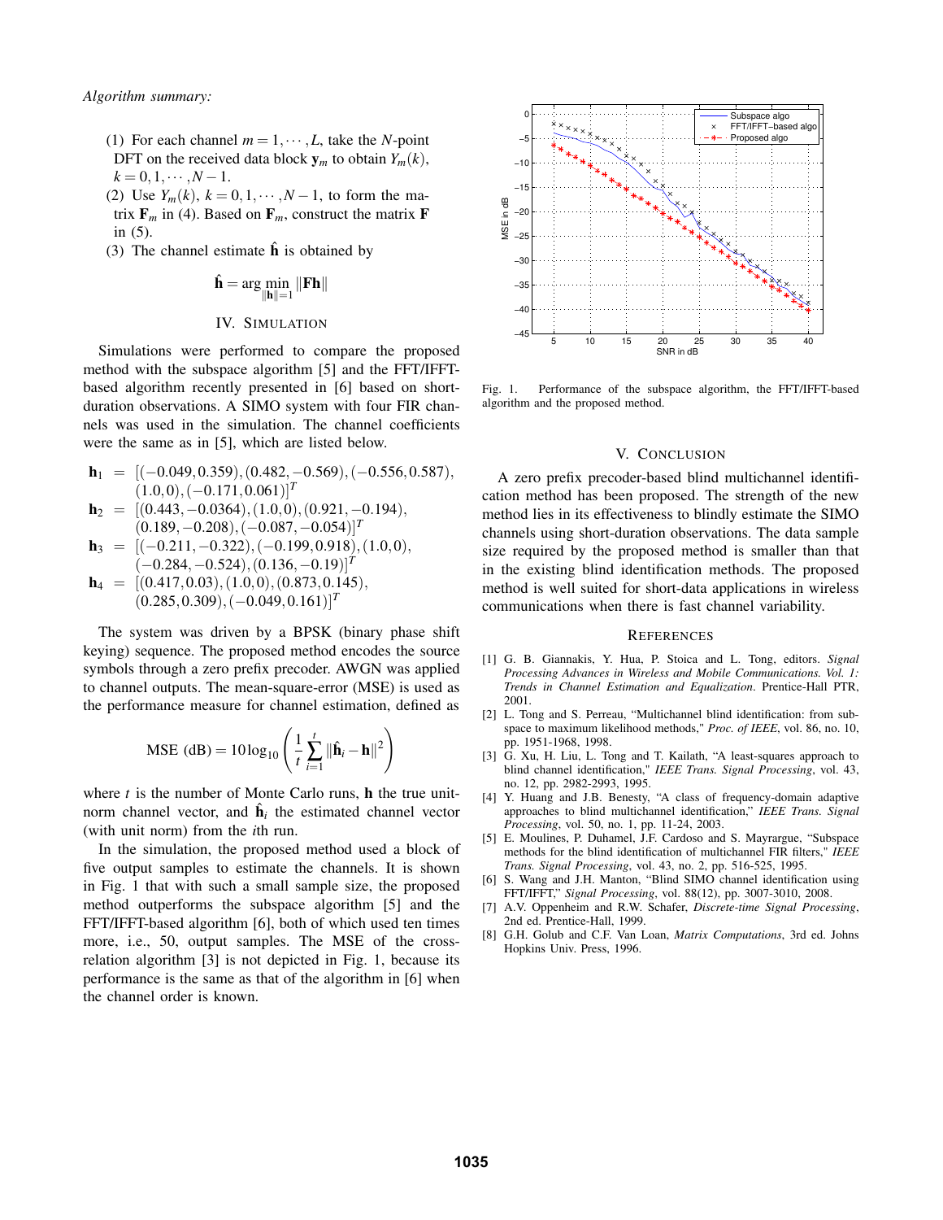*Algorithm summary:*

(1) For each channel $m = 1, \cdots, L$, take the $N$-point DFT on the received data block $\mathbf{y}_m$ to obtain $Y_m(k)$, $k = 0, 1, \cdots, N-1$.

(2) Use $Y_m(k)$, $k = 0, 1, \cdots, N-1$, to form the matrix $\mathbf{F}_m$ in (4). Based on $\mathbf{F}_m$, construct the matrix $\mathbf{F}$ in (5).

(3) The channel estimate $\hat{\mathbf{h}}$ is obtained by

$$\hat{\mathbf{h}} = \arg \min_{\|\mathbf{h}\|=1} \|\mathbf{F}\mathbf{h}\|$$

## IV. Simulation

Simulations were performed to compare the proposed method with the subspace algorithm [5] and the FFT/IFFT-based algorithm recently presented in [6] based on short-duration observations. A SIMO system with four FIR channels was used in the simulation. The channel coefficients were the same as in [5], which are listed below.

$$\begin{aligned}
\mathbf{h}_1 &= [(-0.049, 0.359), (0.482, -0.569), (-0.556, 0.587), \\
&\quad (1.0, 0), (-0.171, 0.061)]^T \\
\mathbf{h}_2 &= [(0.443, -0.0364), (1.0, 0), (0.921, -0.194), \\
&\quad (0.189, -0.208), (-0.087, -0.054)]^T \\
\mathbf{h}_3 &= [(-0.211, -0.322), (-0.199, 0.918), (1.0, 0), \\
&\quad (-0.284, -0.524), (0.136, -0.19)]^T \\
\mathbf{h}_4 &= [(0.417, 0.03), (1.0, 0), (0.873, 0.145), \\
&\quad (0.285, 0.309), (-0.049, 0.161)]^T
\end{aligned}$$

The system was driven by a BPSK (binary phase shift keying) sequence. The proposed method encodes the source symbols through a zero prefix precoder. AWGN was applied to channel outputs. The mean-square-error (MSE) is used as the performance measure for channel estimation, defined as

$$\text{MSE (dB)} = 10 \log_{10} \left( \frac{1}{t} \sum_{i=1}^{t} \|\hat{\mathbf{h}}_i - \mathbf{h}\|^2 \right)$$

where $t$ is the number of Monte Carlo runs, $\mathbf{h}$ the true unit-norm channel vector, and $\hat{\mathbf{h}}_i$ the estimated channel vector (with unit norm) from the $i$th run.

In the simulation, the proposed method used a block of five output samples to estimate the channels. It is shown in Fig. 1 that with such a small sample size, the proposed method outperforms the subspace algorithm [5] and the FFT/IFFT-based algorithm [6], both of which used ten times more, i.e., 50, output samples. The MSE of the cross-relation algorithm [3] is not depicted in Fig. 1, because its performance is the same as that of the algorithm in [6] when the channel order is known.

Subspace algo
FFT/IFFT–based algo
Proposed algo
MSE in dB
SNR in dB
0
−5
−10
−15
−20
−25
−30
−35
−40
−45
5 10 15 20 25 30 35 40

Fig. 1. Performance of the subspace algorithm, the FFT/IFFT-based algorithm and the proposed method.

## V. Conclusion

A zero prefix precoder-based blind multichannel identification method has been proposed. The strength of the new method lies in its effectiveness to blindly estimate the SIMO channels using short-duration observations. The data sample size required by the proposed method is smaller than that in the existing blind identification methods. The proposed method is well suited for short-data applications in wireless communications when there is fast channel variability.

## References

[1] G. B. Giannakis, Y. Hua, P. Stoica and L. Tong, editors. *Signal Processing Advances in Wireless and Mobile Communications. Vol. 1: Trends in Channel Estimation and Equalization*. Prentice-Hall PTR, 2001.

[2] L. Tong and S. Perreau, "Multichannel blind identification: from subspace to maximum likelihood methods," *Proc. of IEEE*, vol. 86, no. 10, pp. 1951-1968, 1998.

[3] G. Xu, H. Liu, L. Tong and T. Kailath, "A least-squares approach to blind channel identification," *IEEE Trans. Signal Processing*, vol. 43, no. 12, pp. 2982-2993, 1995.

[4] Y. Huang and J.B. Benesty, "A class of frequency-domain adaptive approaches to blind multichannel identification," *IEEE Trans. Signal Processing*, vol. 50, no. 1, pp. 11-24, 2003.

[5] E. Moulines, P. Duhamel, J.F. Cardoso and S. Mayrargue, "Subspace methods for the blind identification of multichannel FIR filters," *IEEE Trans. Signal Processing*, vol. 43, no. 2, pp. 516-525, 1995.

[6] S. Wang and J.H. Manton, "Blind SIMO channel identification using FFT/IFFT," *Signal Processing*, vol. 88(12), pp. 3007-3010, 2008.

[7] A.V. Oppenheim and R.W. Schafer, *Discrete-time Signal Processing*, 2nd ed. Prentice-Hall, 1999.

[8] G.H. Golub and C.F. Van Loan, *Matrix Computations*, 3rd ed. Johns Hopkins Univ. Press, 1996.